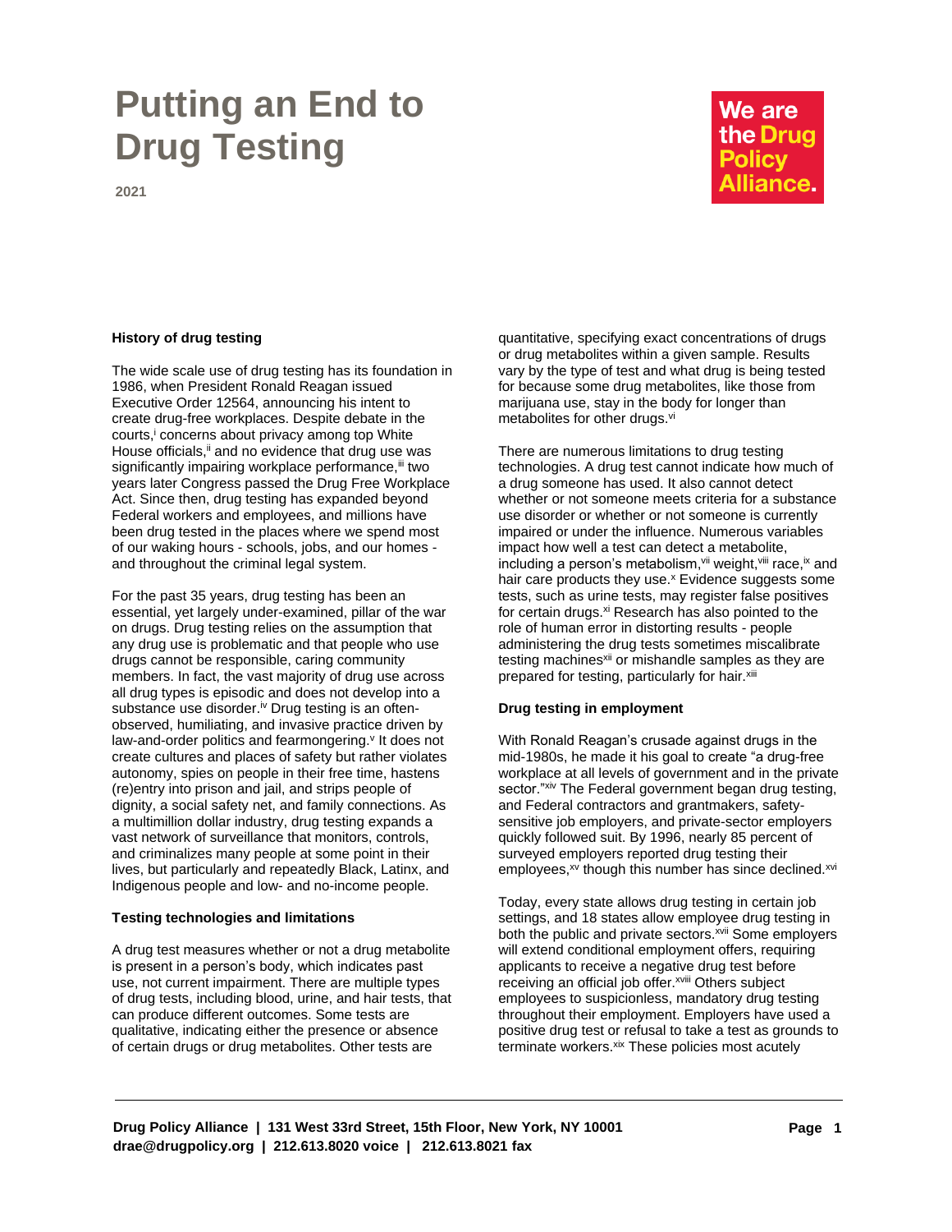# Putting an End to Drug Testing

2021

We are the Drug Policy Alliance.

### History of drug testing

The wide scale use of drug testing has its foundation in 1986, when President Ronald Reagan issued Executive Order 12564, announcing his intent to create drug-free workplaces. Despite debate in the courts,[i] concerns about privacy among top White House officials,[ii] and no evidence that drug use was significantly impairing workplace performance,[iii] two years later Congress passed the Drug Free Workplace Act. Since then, drug testing has expanded beyond Federal workers and employees, and millions have been drug tested in the places where we spend most of our waking hours - schools, jobs, and our homes - and throughout the criminal legal system.

For the past 35 years, drug testing has been an essential, yet largely under-examined, pillar of the war on drugs. Drug testing relies on the assumption that any drug use is problematic and that people who use drugs cannot be responsible, caring community members. In fact, the vast majority of drug use across all drug types is episodic and does not develop into a substance use disorder.[iv] Drug testing is an often-observed, humiliating, and invasive practice driven by law-and-order politics and fearmongering.[v] It does not create cultures and places of safety but rather violates autonomy, spies on people in their free time, hastens (re)entry into prison and jail, and strips people of dignity, a social safety net, and family connections. As a multimillion dollar industry, drug testing expands a vast network of surveillance that monitors, controls, and criminalizes many people at some point in their lives, but particularly and repeatedly Black, Latinx, and Indigenous people and low- and no-income people.

### Testing technologies and limitations

A drug test measures whether or not a drug metabolite is present in a person's body, which indicates past use, not current impairment. There are multiple types of drug tests, including blood, urine, and hair tests, that can produce different outcomes. Some tests are qualitative, indicating either the presence or absence of certain drugs or drug metabolites. Other tests are quantitative, specifying exact concentrations of drugs or drug metabolites within a given sample. Results vary by the type of test and what drug is being tested for because some drug metabolites, like those from marijuana use, stay in the body for longer than metabolites for other drugs.[vi]

There are numerous limitations to drug testing technologies. A drug test cannot indicate how much of a drug someone has used. It also cannot detect whether or not someone meets criteria for a substance use disorder or whether or not someone is currently impaired or under the influence. Numerous variables impact how well a test can detect a metabolite, including a person's metabolism,[vii] weight,[viii] race,[ix] and hair care products they use.[x] Evidence suggests some tests, such as urine tests, may register false positives for certain drugs.[xi] Research has also pointed to the role of human error in distorting results - people administering the drug tests sometimes miscalibrate testing machines[xii] or mishandle samples as they are prepared for testing, particularly for hair.[xiii]

### Drug testing in employment

With Ronald Reagan's crusade against drugs in the mid-1980s, he made it his goal to create "a drug-free workplace at all levels of government and in the private sector."[xiv] The Federal government began drug testing, and Federal contractors and grantmakers, safety-sensitive job employers, and private-sector employers quickly followed suit. By 1996, nearly 85 percent of surveyed employers reported drug testing their employees,[xv] though this number has since declined.[xvi]

Today, every state allows drug testing in certain job settings, and 18 states allow employee drug testing in both the public and private sectors.[xvii] Some employers will extend conditional employment offers, requiring applicants to receive a negative drug test before receiving an official job offer.[xviii] Others subject employees to suspicionless, mandatory drug testing throughout their employment. Employers have used a positive drug test or refusal to take a test as grounds to terminate workers.[xix] These policies most acutely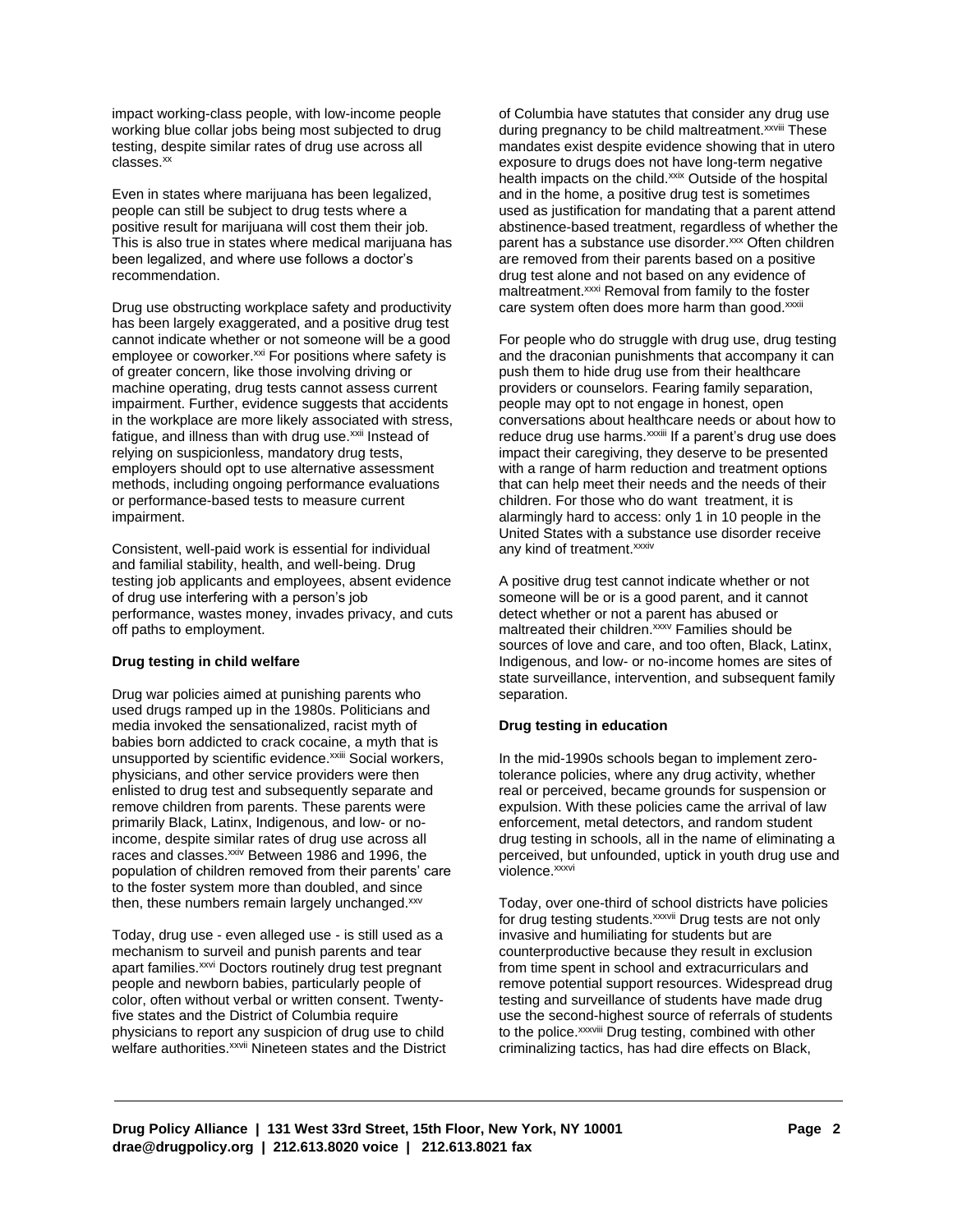impact working-class people, with low-income people working blue collar jobs being most subjected to drug testing, despite similar rates of drug use across all classes.[xx]

Even in states where marijuana has been legalized, people can still be subject to drug tests where a positive result for marijuana will cost them their job. This is also true in states where medical marijuana has been legalized, and where use follows a doctor's recommendation.

Drug use obstructing workplace safety and productivity has been largely exaggerated, and a positive drug test cannot indicate whether or not someone will be a good employee or coworker.[xxi] For positions where safety is of greater concern, like those involving driving or machine operating, drug tests cannot assess current impairment. Further, evidence suggests that accidents in the workplace are more likely associated with stress, fatigue, and illness than with drug use.[xxii] Instead of relying on suspicionless, mandatory drug tests, employers should opt to use alternative assessment methods, including ongoing performance evaluations or performance-based tests to measure current impairment.

Consistent, well-paid work is essential for individual and familial stability, health, and well-being. Drug testing job applicants and employees, absent evidence of drug use interfering with a person's job performance, wastes money, invades privacy, and cuts off paths to employment.

**Drug testing in child welfare**

Drug war policies aimed at punishing parents who used drugs ramped up in the 1980s. Politicians and media invoked the sensationalized, racist myth of babies born addicted to crack cocaine, a myth that is unsupported by scientific evidence.[xxiii] Social workers, physicians, and other service providers were then enlisted to drug test and subsequently separate and remove children from parents. These parents were primarily Black, Latinx, Indigenous, and low- or no-income, despite similar rates of drug use across all races and classes.[xxiv] Between 1986 and 1996, the population of children removed from their parents' care to the foster system more than doubled, and since then, these numbers remain largely unchanged.[xxv]

Today, drug use - even alleged use - is still used as a mechanism to surveil and punish parents and tear apart families.[xxvi] Doctors routinely drug test pregnant people and newborn babies, particularly people of color, often without verbal or written consent. Twenty-five states and the District of Columbia require physicians to report any suspicion of drug use to child welfare authorities.[xxvii] Nineteen states and the District of Columbia have statutes that consider any drug use during pregnancy to be child maltreatment.[xxviii] These mandates exist despite evidence showing that in utero exposure to drugs does not have long-term negative health impacts on the child.[xxix] Outside of the hospital and in the home, a positive drug test is sometimes used as justification for mandating that a parent attend abstinence-based treatment, regardless of whether the parent has a substance use disorder.[xxx] Often children are removed from their parents based on a positive drug test alone and not based on any evidence of maltreatment.[xxxi] Removal from family to the foster care system often does more harm than good.[xxxii]

For people who do struggle with drug use, drug testing and the draconian punishments that accompany it can push them to hide drug use from their healthcare providers or counselors. Fearing family separation, people may opt to not engage in honest, open conversations about healthcare needs or about how to reduce drug use harms.[xxxiii] If a parent's drug use does impact their caregiving, they deserve to be presented with a range of harm reduction and treatment options that can help meet their needs and the needs of their children. For those who do want treatment, it is alarmingly hard to access: only 1 in 10 people in the United States with a substance use disorder receive any kind of treatment.[xxxiv]

A positive drug test cannot indicate whether or not someone will be or is a good parent, and it cannot detect whether or not a parent has abused or maltreated their children.[xxxv] Families should be sources of love and care, and too often, Black, Latinx, Indigenous, and low- or no-income homes are sites of state surveillance, intervention, and subsequent family separation.

**Drug testing in education**

In the mid-1990s schools began to implement zero-tolerance policies, where any drug activity, whether real or perceived, became grounds for suspension or expulsion. With these policies came the arrival of law enforcement, metal detectors, and random student drug testing in schools, all in the name of eliminating a perceived, but unfounded, uptick in youth drug use and violence.[xxxvi]

Today, over one-third of school districts have policies for drug testing students.[xxxvii] Drug tests are not only invasive and humiliating for students but are counterproductive because they result in exclusion from time spent in school and extracurriculars and remove potential support resources. Widespread drug testing and surveillance of students have made drug use the second-highest source of referrals of students to the police.[xxxviii] Drug testing, combined with other criminalizing tactics, has had dire effects on Black,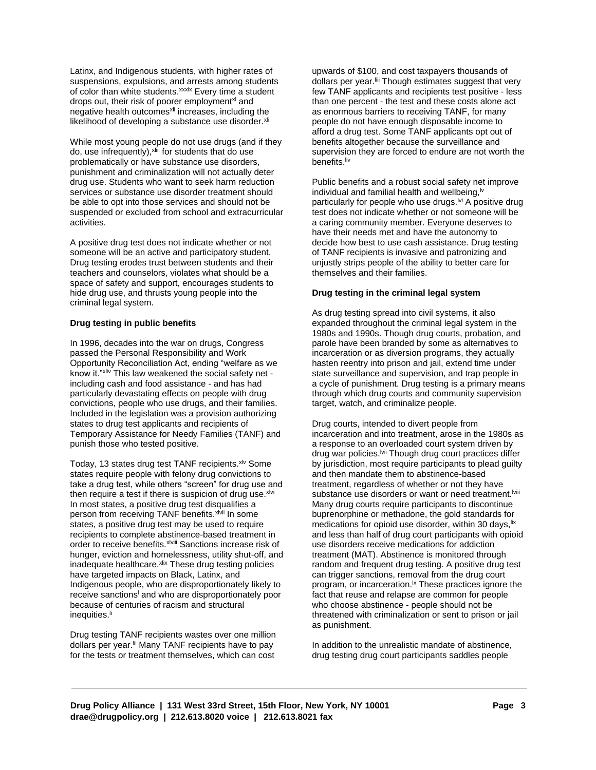Latinx, and Indigenous students, with higher rates of suspensions, expulsions, and arrests among students of color than white students.[xxxix] Every time a student drops out, their risk of poorer employment[xl] and negative health outcomes[xli] increases, including the likelihood of developing a substance use disorder.[xlii]

While most young people do not use drugs (and if they do, use infrequently),[xliii] for students that do use problematically or have substance use disorders, punishment and criminalization will not actually deter drug use. Students who want to seek harm reduction services or substance use disorder treatment should be able to opt into those services and should not be suspended or excluded from school and extracurricular activities.

A positive drug test does not indicate whether or not someone will be an active and participatory student. Drug testing erodes trust between students and their teachers and counselors, violates what should be a space of safety and support, encourages students to hide drug use, and thrusts young people into the criminal legal system.

**Drug testing in public benefits**

In 1996, decades into the war on drugs, Congress passed the Personal Responsibility and Work Opportunity Reconciliation Act, ending "welfare as we know it."[xliv] This law weakened the social safety net - including cash and food assistance - and has had particularly devastating effects on people with drug convictions, people who use drugs, and their families. Included in the legislation was a provision authorizing states to drug test applicants and recipients of Temporary Assistance for Needy Families (TANF) and punish those who tested positive.

Today, 13 states drug test TANF recipients.[xlv] Some states require people with felony drug convictions to take a drug test, while others "screen" for drug use and then require a test if there is suspicion of drug use.[xlvi] In most states, a positive drug test disqualifies a person from receiving TANF benefits.[xlvii] In some states, a positive drug test may be used to require recipients to complete abstinence-based treatment in order to receive benefits.[xlviii] Sanctions increase risk of hunger, eviction and homelessness, utility shut-off, and inadequate healthcare.[xlix] These drug testing policies have targeted impacts on Black, Latinx, and Indigenous people, who are disproportionately likely to receive sanctions[l] and who are disproportionately poor because of centuries of racism and structural inequities.[li]

Drug testing TANF recipients wastes over one million dollars per year.[lii] Many TANF recipients have to pay for the tests or treatment themselves, which can cost upwards of $100, and cost taxpayers thousands of dollars per year.[liii] Though estimates suggest that very few TANF applicants and recipients test positive - less than one percent - the test and these costs alone act as enormous barriers to receiving TANF, for many people do not have enough disposable income to afford a drug test. Some TANF applicants opt out of benefits altogether because the surveillance and supervision they are forced to endure are not worth the benefits.[liv]

Public benefits and a robust social safety net improve individual and familial health and wellbeing,[lv] particularly for people who use drugs.[lvi] A positive drug test does not indicate whether or not someone will be a caring community member. Everyone deserves to have their needs met and have the autonomy to decide how best to use cash assistance. Drug testing of TANF recipients is invasive and patronizing and unjustly strips people of the ability to better care for themselves and their families.

**Drug testing in the criminal legal system**

As drug testing spread into civil systems, it also expanded throughout the criminal legal system in the 1980s and 1990s. Though drug courts, probation, and parole have been branded by some as alternatives to incarceration or as diversion programs, they actually hasten reentry into prison and jail, extend time under state surveillance and supervision, and trap people in a cycle of punishment. Drug testing is a primary means through which drug courts and community supervision target, watch, and criminalize people.

Drug courts, intended to divert people from incarceration and into treatment, arose in the 1980s as a response to an overloaded court system driven by drug war policies.[lvii] Though drug court practices differ by jurisdiction, most require participants to plead guilty and then mandate them to abstinence-based treatment, regardless of whether or not they have substance use disorders or want or need treatment.[lviii] Many drug courts require participants to discontinue buprenorphine or methadone, the gold standards for medications for opioid use disorder, within 30 days,[lix] and less than half of drug court participants with opioid use disorders receive medications for addiction treatment (MAT). Abstinence is monitored through random and frequent drug testing. A positive drug test can trigger sanctions, removal from the drug court program, or incarceration.[lx] These practices ignore the fact that reuse and relapse are common for people who choose abstinence - people should not be threatened with criminalization or sent to prison or jail as punishment.

In addition to the unrealistic mandate of abstinence, drug testing drug court participants saddles people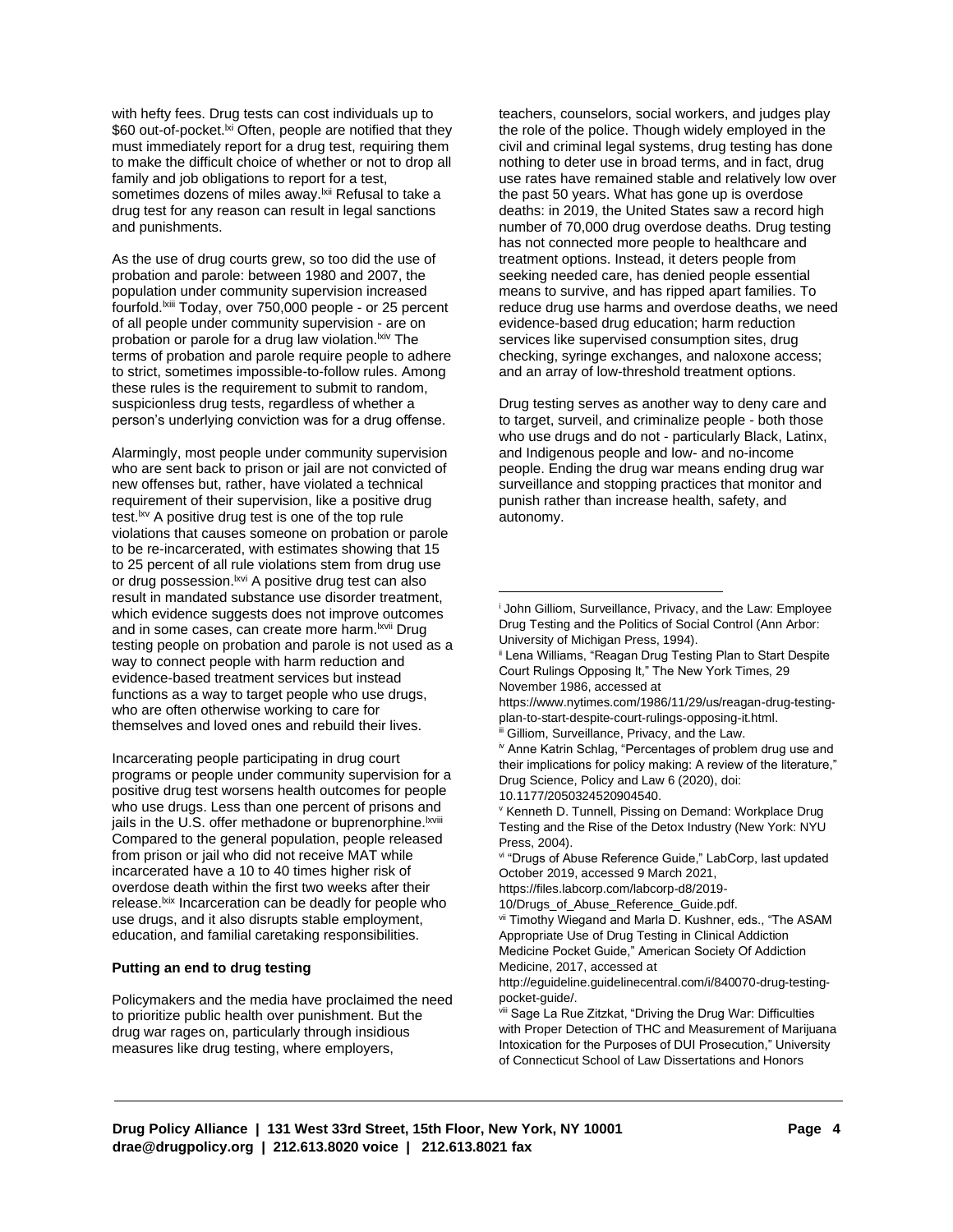with hefty fees. Drug tests can cost individuals up to $60 out-of-pocket.[lxi] Often, people are notified that they must immediately report for a drug test, requiring them to make the difficult choice of whether or not to drop all family and job obligations to report for a test, sometimes dozens of miles away.[lxii] Refusal to take a drug test for any reason can result in legal sanctions and punishments.

As the use of drug courts grew, so too did the use of probation and parole: between 1980 and 2007, the population under community supervision increased fourfold.[lxiii] Today, over 750,000 people - or 25 percent of all people under community supervision - are on probation or parole for a drug law violation.[lxiv] The terms of probation and parole require people to adhere to strict, sometimes impossible-to-follow rules. Among these rules is the requirement to submit to random, suspicionless drug tests, regardless of whether a person's underlying conviction was for a drug offense.

Alarmingly, most people under community supervision who are sent back to prison or jail are not convicted of new offenses but, rather, have violated a technical requirement of their supervision, like a positive drug test.[lxv] A positive drug test is one of the top rule violations that causes someone on probation or parole to be re-incarcerated, with estimates showing that 15 to 25 percent of all rule violations stem from drug use or drug possession.[lxvi] A positive drug test can also result in mandated substance use disorder treatment, which evidence suggests does not improve outcomes and in some cases, can create more harm.[lxvii] Drug testing people on probation and parole is not used as a way to connect people with harm reduction and evidence-based treatment services but instead functions as a way to target people who use drugs, who are often otherwise working to care for themselves and loved ones and rebuild their lives.

Incarcerating people participating in drug court programs or people under community supervision for a positive drug test worsens health outcomes for people who use drugs. Less than one percent of prisons and jails in the U.S. offer methadone or buprenorphine.[lxviii] Compared to the general population, people released from prison or jail who did not receive MAT while incarcerated have a 10 to 40 times higher risk of overdose death within the first two weeks after their release.[lxix] Incarceration can be deadly for people who use drugs, and it also disrupts stable employment, education, and familial caretaking responsibilities.

**Putting an end to drug testing**

Policymakers and the media have proclaimed the need to prioritize public health over punishment. But the drug war rages on, particularly through insidious measures like drug testing, where employers, teachers, counselors, social workers, and judges play the role of the police. Though widely employed in the civil and criminal legal systems, drug testing has done nothing to deter use in broad terms, and in fact, drug use rates have remained stable and relatively low over the past 50 years. What has gone up is overdose deaths: in 2019, the United States saw a record high number of 70,000 drug overdose deaths. Drug testing has not connected more people to healthcare and treatment options. Instead, it deters people from seeking needed care, has denied people essential means to survive, and has ripped apart families. To reduce drug use harms and overdose deaths, we need evidence-based drug education; harm reduction services like supervised consumption sites, drug checking, syringe exchanges, and naloxone access; and an array of low-threshold treatment options.

Drug testing serves as another way to deny care and to target, surveil, and criminalize people - both those who use drugs and do not - particularly Black, Latinx, and Indigenous people and low- and no-income people. Ending the drug war means ending drug war surveillance and stopping practices that monitor and punish rather than increase health, safety, and autonomy.

---

[i] John Gilliom, Surveillance, Privacy, and the Law: Employee Drug Testing and the Politics of Social Control (Ann Arbor: University of Michigan Press, 1994).

[ii] Lena Williams, "Reagan Drug Testing Plan to Start Despite Court Rulings Opposing It," The New York Times, 29 November 1986, accessed at https://www.nytimes.com/1986/11/29/us/reagan-drug-testing-plan-to-start-despite-court-rulings-opposing-it.html.

[iii] Gilliom, Surveillance, Privacy, and the Law.

[iv] Anne Katrin Schlag, "Percentages of problem drug use and their implications for policy making: A review of the literature," Drug Science, Policy and Law 6 (2020), doi: 10.1177/2050324520904540.

[v] Kenneth D. Tunnell, Pissing on Demand: Workplace Drug Testing and the Rise of the Detox Industry (New York: NYU Press, 2004).

[vi] "Drugs of Abuse Reference Guide," LabCorp, last updated October 2019, accessed 9 March 2021, https://files.labcorp.com/labcorp-d8/2019-10/Drugs_of_Abuse_Reference_Guide.pdf.

[vii] Timothy Wiegand and Marla D. Kushner, eds., "The ASAM Appropriate Use of Drug Testing in Clinical Addiction Medicine Pocket Guide," American Society Of Addiction Medicine, 2017, accessed at http://eguideline.guidelinecentral.com/i/840070-drug-testing-pocket-guide/.

[viii] Sage La Rue Zitzkat, "Driving the Drug War: Difficulties with Proper Detection of THC and Measurement of Marijuana Intoxication for the Purposes of DUI Prosecution," University of Connecticut School of Law Dissertations and Honors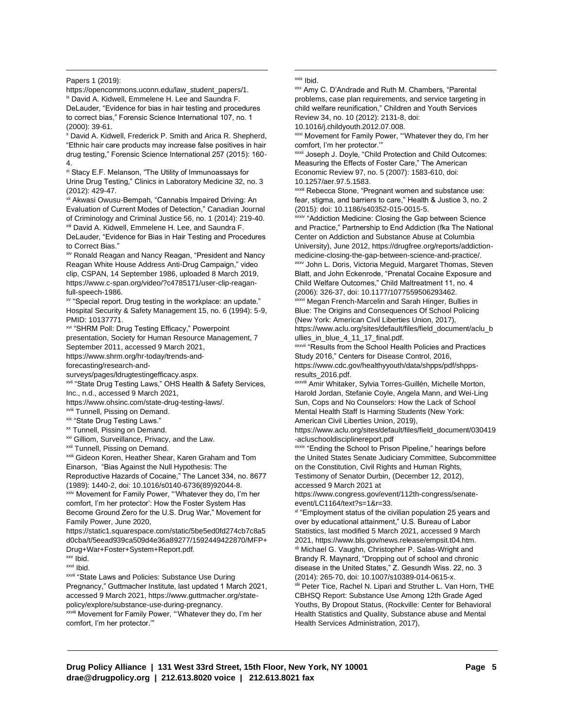Papers 1 (2019): https://opencommons.uconn.edu/law_student_papers/1.

[ix] David A. Kidwell, Emmelene H. Lee and Saundra F. DeLauder, "Evidence for bias in hair testing and procedures to correct bias," Forensic Science International 107, no. 1 (2000): 39-61.

[x] David A. Kidwell, Frederick P. Smith and Arica R. Shepherd, "Ethnic hair care products may increase false positives in hair drug testing," Forensic Science International 257 (2015): 160-4.

[xi] Stacy E.F. Melanson, "The Utility of Immunoassays for Urine Drug Testing," Clinics in Laboratory Medicine 32, no. 3 (2012): 429-47.

[xii] Akwasi Owusu-Bempah, "Cannabis Impaired Driving: An Evaluation of Current Modes of Detection," Canadian Journal of Criminology and Criminal Justice 56, no. 1 (2014): 219-40.

[xiii] David A. Kidwell, Emmelene H. Lee, and Saundra F. DeLauder, "Evidence for Bias in Hair Testing and Procedures to Correct Bias."

[xiv] Ronald Reagan and Nancy Reagan, "President and Nancy Reagan White House Address Anti-Drug Campaign," video clip, CSPAN, 14 September 1986, uploaded 8 March 2019, https://www.c-span.org/video/?c4785171/user-clip-reagan-full-speech-1986.

[xv] "Special report. Drug testing in the workplace: an update." Hospital Security & Safety Management 15, no. 6 (1994): 5-9, PMID: 10137771.

[xvi] "SHRM Poll: Drug Testing Efficacy," Powerpoint presentation, Society for Human Resource Management, 7 September 2011, accessed 9 March 2021, https://www.shrm.org/hr-today/trends-and-forecasting/research-and-surveys/pages/ldrugtestingefficacy.aspx.

[xvii] "State Drug Testing Laws," OHS Health & Safety Services, Inc., n.d., accessed 9 March 2021, https://www.ohsinc.com/state-drug-testing-laws/.

[xviii] Tunnell, Pissing on Demand.

[xix] "State Drug Testing Laws."

[xx] Tunnell, Pissing on Demand.

[xxi] Gilliom, Surveillance, Privacy, and the Law.

[xxii] Tunnell, Pissing on Demand.

[xxiii] Gideon Koren, Heather Shear, Karen Graham and Tom Einarson, "Bias Against the Null Hypothesis: The Reproductive Hazards of Cocaine," The Lancet 334, no. 8677 (1989): 1440-2, doi: 10.1016/s0140-6736(89)92044-8.

[xxiv] Movement for Family Power, "'Whatever they do, I'm her comfort, I'm her protector': How the Foster System Has Become Ground Zero for the U.S. Drug War," Movement for Family Power, June 2020, https://static1.squarespace.com/static/5be5ed0fd274cb7c8a5d0cba/t/5eead939ca509d4e36a89277/1592449422870/MFP+Drug+War+Foster+System+Report.pdf.

[xxv] Ibid.

[xxvi] Ibid.

[xxvii] "State Laws and Policies: Substance Use During Pregnancy," Guttmacher Institute, last updated 1 March 2021, accessed 9 March 2021, https://www.guttmacher.org/state-policy/explore/substance-use-during-pregnancy.

[xxviii] Movement for Family Power, "'Whatever they do, I'm her comfort, I'm her protector.'"

[xxix] Ibid.

[xxx] Amy C. D'Andrade and Ruth M. Chambers, "Parental problems, case plan requirements, and service targeting in child welfare reunification," Children and Youth Services Review 34, no. 10 (2012): 2131-8, doi: 10.1016/j.childyouth.2012.07.008.

[xxxi] Movement for Family Power, "'Whatever they do, I'm her comfort, I'm her protector.'"

[xxxii] Joseph J. Doyle, "Child Protection and Child Outcomes: Measuring the Effects of Foster Care," The American Economic Review 97, no. 5 (2007): 1583-610, doi: 10.1257/aer.97.5.1583.

[xxxiii] Rebecca Stone, "Pregnant women and substance use: fear, stigma, and barriers to care," Health & Justice 3, no. 2 (2015): doi: 10.1186/s40352-015-0015-5.

[xxxiv] "Addiction Medicine: Closing the Gap between Science and Practice," Partnership to End Addiction (fka The National Center on Addiction and Substance Abuse at Columbia University), June 2012, https://drugfree.org/reports/addiction-medicine-closing-the-gap-between-science-and-practice/.

[xxxv] John L. Doris, Victoria Meguid, Margaret Thomas, Steven Blatt, and John Eckenrode, "Prenatal Cocaine Exposure and Child Welfare Outcomes," Child Maltreatment 11, no. 4 (2006): 326-37, doi: 10.1177/1077559506293462.

[xxxvi] Megan French-Marcelin and Sarah Hinger, Bullies in Blue: The Origins and Consequences Of School Policing (New York: American Civil Liberties Union, 2017), https://www.aclu.org/sites/default/files/field_document/aclu_bullies_in_blue_4_11_17_final.pdf.

[xxxvii] "Results from the School Health Policies and Practices Study 2016," Centers for Disease Control, 2016, https://www.cdc.gov/healthyyouth/data/shpps/pdf/shpps-results_2016.pdf.

[xxxviii] Amir Whitaker, Sylvia Torres-Guillén, Michelle Morton, Harold Jordan, Stefanie Coyle, Angela Mann, and Wei-Ling Sun, Cops and No Counselors: How the Lack of School Mental Health Staff Is Harming Students (New York: American Civil Liberties Union, 2019), https://www.aclu.org/sites/default/files/field_document/030419-acluschooldisciplinereport.pdf

[xxxix] "Ending the School to Prison Pipeline," hearings before the United States Senate Judiciary Committee, Subcommittee on the Constitution, Civil Rights and Human Rights, Testimony of Senator Durbin, (December 12, 2012), accessed 9 March 2021 at https://www.congress.gov/event/112th-congress/senate-event/LC1164/text?s=1&r=33.

[xl] "Employment status of the civilian population 25 years and over by educational attainment," U.S. Bureau of Labor Statistics, last modified 5 March 2021, accessed 9 March 2021, https://www.bls.gov/news.release/empsit.t04.htm.

[xli] Michael G. Vaughn, Christopher P. Salas-Wright and Brandy R. Maynard, "Dropping out of school and chronic disease in the United States," Z. Gesundh Wiss. 22, no. 3 (2014): 265-70, doi: 10.1007/s10389-014-0615-x.

[xlii] Peter Tice, Rachel N. Lipari and Struther L. Van Horn, THE CBHSQ Report: Substance Use Among 12th Grade Aged Youths, By Dropout Status, (Rockville: Center for Behavioral Health Statistics and Quality, Substance abuse and Mental Health Services Administration, 2017),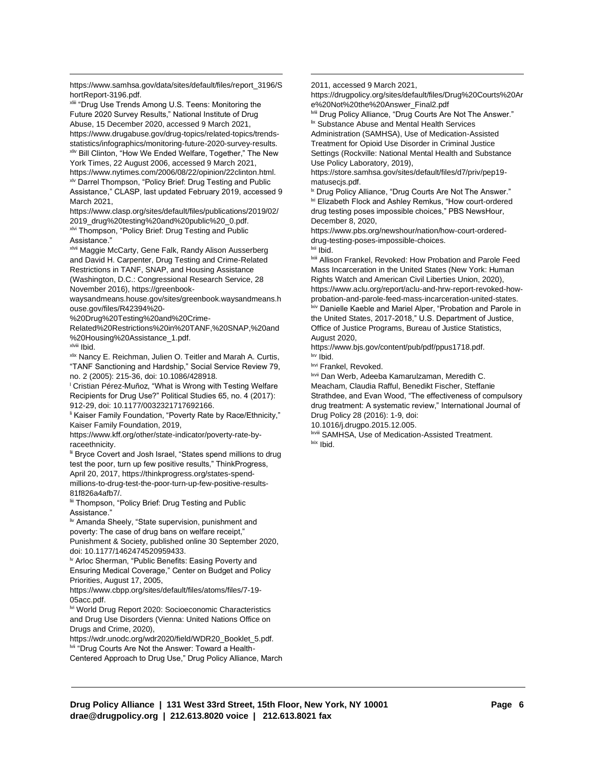https://www.samhsa.gov/data/sites/default/files/report_3196/ShortReport-3196.pdf.

[xliii] "Drug Use Trends Among U.S. Teens: Monitoring the Future 2020 Survey Results," National Institute of Drug Abuse, 15 December 2020, accessed 9 March 2021, https://www.drugabuse.gov/drug-topics/related-topics/trends-statistics/infographics/monitoring-future-2020-survey-results.

[xliv] Bill Clinton, "How We Ended Welfare, Together," The New York Times, 22 August 2006, accessed 9 March 2021, https://www.nytimes.com/2006/08/22/opinion/22clinton.html.

[xlv] Darrel Thompson, "Policy Brief: Drug Testing and Public Assistance," CLASP, last updated February 2019, accessed 9 March 2021, https://www.clasp.org/sites/default/files/publications/2019/02/2019_drug%20testing%20and%20public%20_0.pdf.

[xlvi] Thompson, "Policy Brief: Drug Testing and Public Assistance."

[xlvii] Maggie McCarty, Gene Falk, Randy Alison Ausserberg and David H. Carpenter, Drug Testing and Crime-Related Restrictions in TANF, SNAP, and Housing Assistance (Washington, D.C.: Congressional Research Service, 28 November 2016), https://greenbook-waysandmeans.house.gov/sites/greenbook.waysandmeans.house.gov/files/R42394%20-%20Drug%20Testing%20and%20Crime-Related%20Restrictions%20in%20TANF,%20SNAP,%20and%20Housing%20Assistance_1.pdf.

[xlviii] Ibid.

[xlix] Nancy E. Reichman, Julien O. Teitler and Marah A. Curtis, "TANF Sanctioning and Hardship," Social Service Review 79, no. 2 (2005): 215-36, doi: 10.1086/428918.

[l] Cristian Pérez-Muñoz, "What is Wrong with Testing Welfare Recipients for Drug Use?" Political Studies 65, no. 4 (2017): 912-29, doi: 10.1177/0032321717692166.

[li] Kaiser Family Foundation, "Poverty Rate by Race/Ethnicity," Kaiser Family Foundation, 2019, https://www.kff.org/other/state-indicator/poverty-rate-by-raceethnicity.

[lii] Bryce Covert and Josh Israel, "States spend millions to drug test the poor, turn up few positive results," ThinkProgress, April 20, 2017, https://thinkprogress.org/states-spend-millions-to-drug-test-the-poor-turn-up-few-positive-results-81f826a4afb7/.

[liii] Thompson, "Policy Brief: Drug Testing and Public Assistance."

[liv] Amanda Sheely, "State supervision, punishment and poverty: The case of drug bans on welfare receipt," Punishment & Society, published online 30 September 2020, doi: 10.1177/1462474520959433.

[lv] Arloc Sherman, "Public Benefits: Easing Poverty and Ensuring Medical Coverage," Center on Budget and Policy Priorities, August 17, 2005, https://www.cbpp.org/sites/default/files/atoms/files/7-19-05acc.pdf.

[lvi] World Drug Report 2020: Socioeconomic Characteristics and Drug Use Disorders (Vienna: United Nations Office on Drugs and Crime, 2020), https://wdr.unodc.org/wdr2020/field/WDR20_Booklet_5.pdf.

[lvii] "Drug Courts Are Not the Answer: Toward a Health-Centered Approach to Drug Use," Drug Policy Alliance, March 2011, accessed 9 March 2021, https://drugpolicy.org/sites/default/files/Drug%20Courts%20Are%20Not%20the%20Answer_Final2.pdf

[lviii] Drug Policy Alliance, "Drug Courts Are Not The Answer."

[lix] Substance Abuse and Mental Health Services Administration (SAMHSA), Use of Medication-Assisted Treatment for Opioid Use Disorder in Criminal Justice Settings (Rockville: National Mental Health and Substance Use Policy Laboratory, 2019), https://store.samhsa.gov/sites/default/files/d7/priv/pep19-matusecjs.pdf.

[lx] Drug Policy Alliance, "Drug Courts Are Not The Answer."

[lxi] Elizabeth Flock and Ashley Remkus, "How court-ordered drug testing poses impossible choices," PBS NewsHour, December 8, 2020, https://www.pbs.org/newshour/nation/how-court-ordered-drug-testing-poses-impossible-choices.

[lxii] Ibid.

[lxiii] Allison Frankel, Revoked: How Probation and Parole Feed Mass Incarceration in the United States (New York: Human Rights Watch and American Civil Liberties Union, 2020), https://www.aclu.org/report/aclu-and-hrw-report-revoked-how-probation-and-parole-feed-mass-incarceration-united-states.

[lxiv] Danielle Kaeble and Mariel Alper, "Probation and Parole in the United States, 2017-2018," U.S. Department of Justice, Office of Justice Programs, Bureau of Justice Statistics, August 2020, https://www.bjs.gov/content/pub/pdf/ppus1718.pdf.

[lxv] Ibid.

[lxvi] Frankel, Revoked.

[lxvii] Dan Werb, Adeeba Kamarulzaman, Meredith C. Meacham, Claudia Rafful, Benedikt Fischer, Steffanie Strathdee, and Evan Wood, "The effectiveness of compulsory drug treatment: A systematic review," International Journal of Drug Policy 28 (2016): 1-9, doi: 10.1016/j.drugpo.2015.12.005.

[lxviii] SAMHSA, Use of Medication-Assisted Treatment.

[lxix] Ibid.